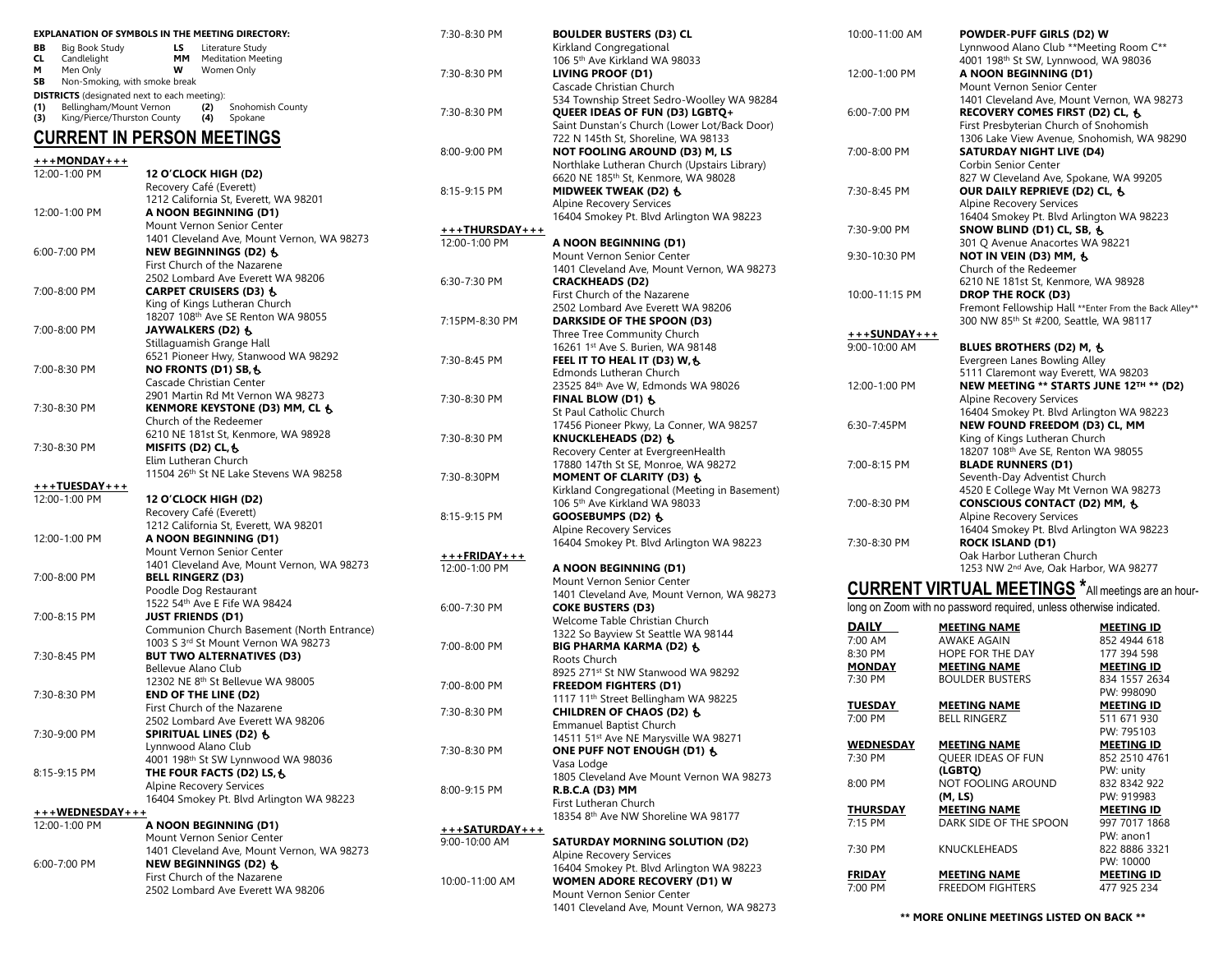**EXPLANATION OF SYMBOLS IN THE MEETING DIRECTORY:**

| | | | |
|---|---|---|---|
| **BB** | Big Book Study | **LS** | Literature Study |
| **CL** | Candlelight | **MM** | Meditation Meeting |
| **M** | Men Only | **W** | Women Only |
| **SB** | Non-Smoking, with smoke break | | |

**DISTRICTS** (designated next to each meeting):

| | | | |
|---|---|---|---|
| **(1)** | Bellingham/Mount Vernon | **(2)** | Snohomish County |
| **(3)** | King/Pierce/Thurston County | **(4)** | Spokane |

# CURRENT IN PERSON MEETINGS

**+++MONDAY+++**

| | |
|---|---|
| 12:00-1:00 PM | **12 O'CLOCK HIGH (D2)**<br>Recovery Café (Everett)<br>1212 California St, Everett, WA 98201 |
| 12:00-1:00 PM | **A NOON BEGINNING (D1)**<br>Mount Vernon Senior Center<br>1401 Cleveland Ave, Mount Vernon, WA 98273 |
| 6:00-7:00 PM | **NEW BEGINNINGS (D2) ♿**<br>First Church of the Nazarene<br>2502 Lombard Ave Everett WA 98206 |
| 7:00-8:00 PM | **CARPET CRUISERS (D3) ♿**<br>King of Kings Lutheran Church<br>18207 108th Ave SE Renton WA 98055 |
| 7:00-8:00 PM | **JAYWALKERS (D2) ♿**<br>Stillaguamish Grange Hall<br>6521 Pioneer Hwy, Stanwood WA 98292 |
| 7:00-8:30 PM | **NO FRONTS (D1) SB, ♿**<br>Cascade Christian Center<br>2901 Martin Rd Mt Vernon WA 98273 |
| 7:30-8:30 PM | **KENMORE KEYSTONE (D3) MM, CL ♿**<br>Church of the Redeemer<br>6210 NE 181st St, Kenmore, WA 98928 |
| 7:30-8:30 PM | **MISFITS (D2) CL, ♿**<br>Elim Lutheran Church<br>11504 26th St NE Lake Stevens WA 98258 |

**+++TUESDAY+++**

| | |
|---|---|
| 12:00-1:00 PM | **12 O'CLOCK HIGH (D2)**<br>Recovery Café (Everett)<br>1212 California St, Everett, WA 98201 |
| 12:00-1:00 PM | **A NOON BEGINNING (D1)**<br>Mount Vernon Senior Center<br>1401 Cleveland Ave, Mount Vernon, WA 98273 |
| 7:00-8:00 PM | **BELL RINGERZ (D3)**<br>Poodle Dog Restaurant<br>1522 54th Ave E Fife WA 98424 |
| 7:00-8:15 PM | **JUST FRIENDS (D1)**<br>Communion Church Basement (North Entrance)<br>1003 S 3rd St Mount Vernon WA 98273 |
| 7:30-8:45 PM | **BUT TWO ALTERNATIVES (D3)**<br>Bellevue Alano Club<br>12302 NE 8th St Bellevue WA 98005 |
| 7:30-8:30 PM | **END OF THE LINE (D2)**<br>First Church of the Nazarene<br>2502 Lombard Ave Everett WA 98206 |
| 7:30-9:00 PM | **SPIRITUAL LINES (D2) ♿**<br>Lynnwood Alano Club<br>4001 198th St SW Lynnwood WA 98036 |
| 8:15-9:15 PM | **THE FOUR FACTS (D2) LS, ♿**<br>Alpine Recovery Services<br>16404 Smokey Pt. Blvd Arlington WA 98223 |

**+++WEDNESDAY+++**

| | |
|---|---|
| 12:00-1:00 PM | **A NOON BEGINNING (D1)**<br>Mount Vernon Senior Center<br>1401 Cleveland Ave, Mount Vernon, WA 98273 |
| 6:00-7:00 PM | **NEW BEGINNINGS (D2) ♿**<br>First Church of the Nazarene<br>2502 Lombard Ave Everett WA 98206 |
| 7:30-8:30 PM | **BOULDER BUSTERS (D3) CL**<br>Kirkland Congregational<br>106 5th Ave Kirkland WA 98033 |
| 7:30-8:30 PM | **LIVING PROOF (D1)**<br>Cascade Christian Church<br>534 Township Street Sedro-Woolley WA 98284 |
| 7:30-8:30 PM | **QUEER IDEAS OF FUN (D3) LGBTQ+**<br>Saint Dunstan's Church (Lower Lot/Back Door)<br>722 N 145th St, Shoreline, WA 98133 |
| 8:00-9:00 PM | **NOT FOOLING AROUND (D3) M, LS**<br>Northlake Lutheran Church (Upstairs Library)<br>6620 NE 185th St, Kenmore, WA 98028 |
| 8:15-9:15 PM | **MIDWEEK TWEAK (D2) ♿**<br>Alpine Recovery Services<br>16404 Smokey Pt. Blvd Arlington WA 98223 |

**+++THURSDAY+++**

| | |
|---|---|
| 12:00-1:00 PM | **A NOON BEGINNING (D1)**<br>Mount Vernon Senior Center<br>1401 Cleveland Ave, Mount Vernon, WA 98273 |
| 6:30-7:30 PM | **CRACKHEADS (D2)**<br>First Church of the Nazarene<br>2502 Lombard Ave Everett WA 98206 |
| 7:15PM-8:30 PM | **DARKSIDE OF THE SPOON (D3)**<br>Three Tree Community Church<br>16261 1st Ave S. Burien, WA 98148 |
| 7:30-8:45 PM | **FEEL IT TO HEAL IT (D3) W, ♿**<br>Edmonds Lutheran Church<br>23525 84th Ave W, Edmonds WA 98026 |
| 7:30-8:30 PM | **FINAL BLOW (D1) ♿**<br>St Paul Catholic Church<br>17456 Pioneer Pkwy, La Conner, WA 98257 |
| 7:30-8:30 PM | **KNUCKLEHEADS (D2) ♿**<br>Recovery Center at EvergreenHealth<br>17880 147th St SE, Monroe, WA 98272 |
| 7:30-8:30PM | **MOMENT OF CLARITY (D3) ♿**<br>Kirkland Congregational (Meeting in Basement)<br>106 5th Ave Kirkland WA 98033 |
| 8:15-9:15 PM | **GOOSEBUMPS (D2) ♿**<br>Alpine Recovery Services<br>16404 Smokey Pt. Blvd Arlington WA 98223 |

**+++FRIDAY+++**

| | |
|---|---|
| 12:00-1:00 PM | **A NOON BEGINNING (D1)**<br>Mount Vernon Senior Center<br>1401 Cleveland Ave, Mount Vernon, WA 98273 |
| 6:00-7:30 PM | **COKE BUSTERS (D3)**<br>Welcome Table Christian Church<br>1322 So Bayview St Seattle WA 98144 |
| 7:00-8:00 PM | **BIG PHARMA KARMA (D2) ♿**<br>Roots Church<br>8925 271st St NW Stanwood WA 98292 |
| 7:00-8:00 PM | **FREEDOM FIGHTERS (D1)**<br>1117 11th Street Bellingham WA 98225 |
| 7:30-8:30 PM | **CHILDREN OF CHAOS (D2) ♿**<br>Emmanuel Baptist Church<br>14511 51st Ave NE Marysville WA 98271 |
| 7:30-8:30 PM | **ONE PUFF NOT ENOUGH (D1) ♿**<br>Vasa Lodge<br>1805 Cleveland Ave Mount Vernon WA 98273 |
| 8:00-9:15 PM | **R.B.C.A (D3) MM**<br>First Lutheran Church<br>18354 8th Ave NW Shoreline WA 98177 |

**+++SATURDAY+++**

| | |
|---|---|
| 9:00-10:00 AM | **SATURDAY MORNING SOLUTION (D2)**<br>Alpine Recovery Services<br>16404 Smokey Pt. Blvd Arlington WA 98223 |
| 10:00-11:00 AM | **WOMEN ADORE RECOVERY (D1) W**<br>Mount Vernon Senior Center<br>1401 Cleveland Ave, Mount Vernon, WA 98273 |
| 10:00-11:00 AM | **POWDER-PUFF GIRLS (D2) W**<br>Lynnwood Alano Club **Meeting Room C**<br>4001 198th St SW, Lynnwood, WA 98036 |
| 12:00-1:00 PM | **A NOON BEGINNING (D1)**<br>Mount Vernon Senior Center<br>1401 Cleveland Ave, Mount Vernon, WA 98273 |
| 6:00-7:00 PM | **RECOVERY COMES FIRST (D2) CL, ♿**<br>First Presbyterian Church of Snohomish<br>1306 Lake View Avenue, Snohomish, WA 98290 |
| 7:00-8:00 PM | **SATURDAY NIGHT LIVE (D4)**<br>Corbin Senior Center<br>827 W Cleveland Ave, Spokane, WA 99205 |
| 7:30-8:45 PM | **OUR DAILY REPRIEVE (D2) CL, ♿**<br>Alpine Recovery Services<br>16404 Smokey Pt. Blvd Arlington WA 98223 |
| 7:30-9:00 PM | **SNOW BLIND (D1) CL, SB, ♿**<br>301 Q Avenue Anacortes WA 98221 |
| 9:30-10:30 PM | **NOT IN VEIN (D3) MM, ♿**<br>Church of the Redeemer<br>6210 NE 181st St, Kenmore, WA 98928 |
| 10:00-11:15 PM | **DROP THE ROCK (D3)**<br>Fremont Fellowship Hall **Enter From the Back Alley**<br>300 NW 85th St #200, Seattle, WA 98117 |

**+++SUNDAY+++**

| | |
|---|---|
| 9:00-10:00 AM | **BLUES BROTHERS (D2) M, ♿**<br>Evergreen Lanes Bowling Alley<br>5111 Claremont way Everett, WA 98203 |
| 12:00-1:00 PM | **NEW MEETING ** STARTS JUNE 12TH ** (D2)**<br>Alpine Recovery Services<br>16404 Smokey Pt. Blvd Arlington WA 98223 |
| 6:30-7:45PM | **NEW FOUND FREEDOM (D3) CL, MM**<br>King of Kings Lutheran Church<br>18207 108th Ave SE, Renton WA 98055 |
| 7:00-8:15 PM | **BLADE RUNNERS (D1)**<br>Seventh-Day Adventist Church<br>4520 E College Way Mt Vernon WA 98273 |
| 7:00-8:30 PM | **CONSCIOUS CONTACT (D2) MM, ♿**<br>Alpine Recovery Services<br>16404 Smokey Pt. Blvd Arlington WA 98223 |
| 7:30-8:30 PM | **ROCK ISLAND (D1)**<br>Oak Harbor Lutheran Church<br>1253 NW 2nd Ave, Oak Harbor, WA 98277 |

# CURRENT VIRTUAL MEETINGS *

*All meetings are an hour-long on Zoom with no password required, unless otherwise indicated.

| | | |
|---|---|---|
| **DAILY** | **MEETING NAME** | **MEETING ID** |
| 7:00 AM | AWAKE AGAIN | 852 4944 618 |
| 8:30 PM | HOPE FOR THE DAY | 177 394 598 |
| **MONDAY** | **MEETING NAME** | **MEETING ID** |
| 7:30 PM | BOULDER BUSTERS | 834 1557 2634<br>PW: 998090 |
| **TUESDAY** | **MEETING NAME** | **MEETING ID** |
| 7:00 PM | BELL RINGERZ | 511 671 930<br>PW: 795103 |
| **WEDNESDAY** | **MEETING NAME** | **MEETING ID** |
| 7:30 PM | QUEER IDEAS OF FUN (LGBTQ) | 852 2510 4761<br>PW: unity |
| 8:00 PM | NOT FOOLING AROUND (M, LS) | 832 8342 922<br>PW: 919983 |
| **THURSDAY** | **MEETING NAME** | **MEETING ID** |
| 7:15 PM | DARK SIDE OF THE SPOON | 997 7017 1868<br>PW: anon1 |
| 7:30 PM | KNUCKLEHEADS | 822 8886 3321<br>PW: 10000 |
| **FRIDAY** | **MEETING NAME** | **MEETING ID** |
| 7:00 PM | FREEDOM FIGHTERS | 477 925 234 |

**** MORE ONLINE MEETINGS LISTED ON BACK ****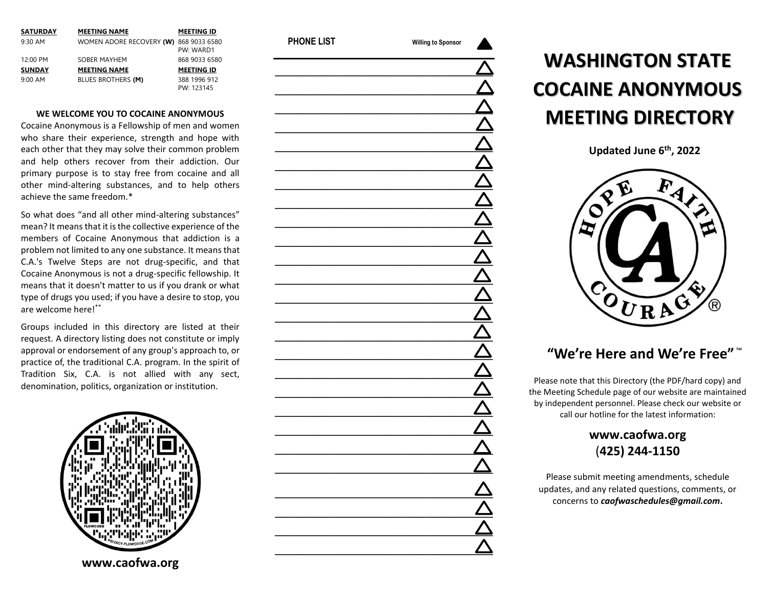| SATURDAY | MEETING NAME | MEETING ID |
| --- | --- | --- |
| 9:30 AM | WOMEN ADORE RECOVERY **(W)** | 868 9033 6580 PW: WARD1 |
| 12:00 PM | SOBER MAYHEM | 868 9033 6580 |
| **SUNDAY** | **MEETING NAME** | **MEETING ID** |
| 9:00 AM | BLUES BROTHERS **(M)** | 388 1996 912 PW: 123145 |

**WE WELCOME YOU TO COCAINE ANONYMOUS**

Cocaine Anonymous is a Fellowship of men and women who share their experience, strength and hope with each other that they may solve their common problem and help others recover from their addiction. Our primary purpose is to stay free from cocaine and all other mind-altering substances, and to help others achieve the same freedom.*

So what does "and all other mind-altering substances" mean? It means that it is the collective experience of the members of Cocaine Anonymous that addiction is a problem not limited to any one substance. It means that C.A.'s Twelve Steps are not drug-specific, and that Cocaine Anonymous is not a drug-specific fellowship. It means that it doesn't matter to us if you drank or what type of drugs you used; if you have a desire to stop, you are welcome here!**

Groups included in this directory are listed at their request. A directory listing does not constitute or imply approval or endorsement of any group's approach to, or practice of, the traditional C.A. program. In the spirit of Tradition Six, C.A. is not allied with any sect, denomination, politics, organization or institution.

**www.caofwa.org**

**PHONE LIST** | **Willing to Sponsor** ▲

______________________________ △
______________________________ △
______________________________ △
______________________________ △
______________________________ △
______________________________ △
______________________________ △
______________________________ △
______________________________ △
______________________________ △
______________________________ △
______________________________ △
______________________________ △
______________________________ △
______________________________ △
______________________________ △
______________________________ △
______________________________ △
______________________________ △
______________________________ △
______________________________ △
______________________________ △
______________________________ △
______________________________ △
______________________________ △
______________________________ △

# WASHINGTON STATE COCAINE ANONYMOUS MEETING DIRECTORY

**Updated June 6th, 2022**

## "We're Here and We're Free"™

Please note that this Directory (the PDF/hard copy) and the Meeting Schedule page of our website are maintained by independent personnel. Please check our website or call our hotline for the latest information:

**www.caofwa.org**
**(425) 244-1150**

Please submit meeting amendments, schedule updates, and any related questions, comments, or concerns to ***caofwaschedules@gmail.com*.**